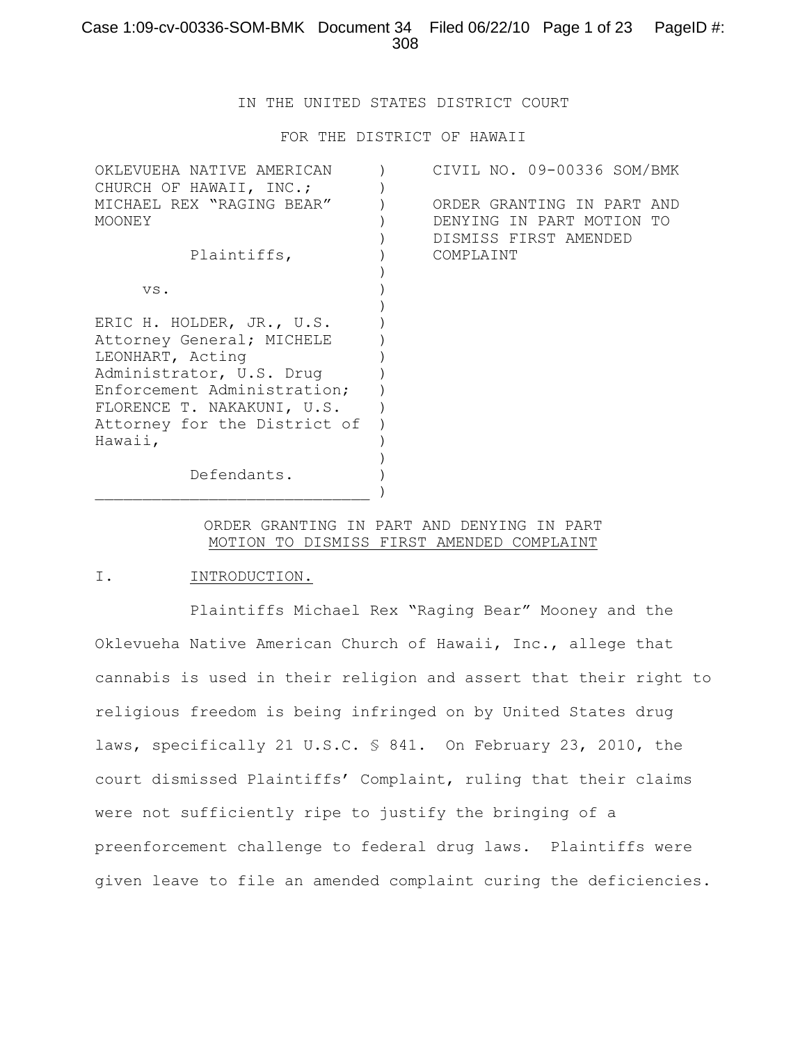IN THE UNITED STATES DISTRICT COURT

FOR THE DISTRICT OF HAWAII

| | |
|---|---|
| OKLEVUEHA NATIVE AMERICAN CHURCH OF HAWAII, INC.; MICHAEL REX "RAGING BEAR" MOONEY<br><br>Plaintiffs,<br><br>vs.<br><br>ERIC H. HOLDER, JR., U.S. Attorney General; MICHELE LEONHART, Acting Administrator, U.S. Drug Enforcement Administration; FLORENCE T. NAKAKUNI, U.S. Attorney for the District of Hawaii,<br><br>Defendants. | CIVIL NO. 09-00336 SOM/BMK<br><br>ORDER GRANTING IN PART AND DENYING IN PART MOTION TO DISMISS FIRST AMENDED COMPLAINT |

ORDER GRANTING IN PART AND DENYING IN PART
MOTION TO DISMISS FIRST AMENDED COMPLAINT

## I. INTRODUCTION.

Plaintiffs Michael Rex "Raging Bear" Mooney and the Oklevueha Native American Church of Hawaii, Inc., allege that cannabis is used in their religion and assert that their right to religious freedom is being infringed on by United States drug laws, specifically 21 U.S.C. § 841. On February 23, 2010, the court dismissed Plaintiffs' Complaint, ruling that their claims were not sufficiently ripe to justify the bringing of a preenforcement challenge to federal drug laws. Plaintiffs were given leave to file an amended complaint curing the deficiencies.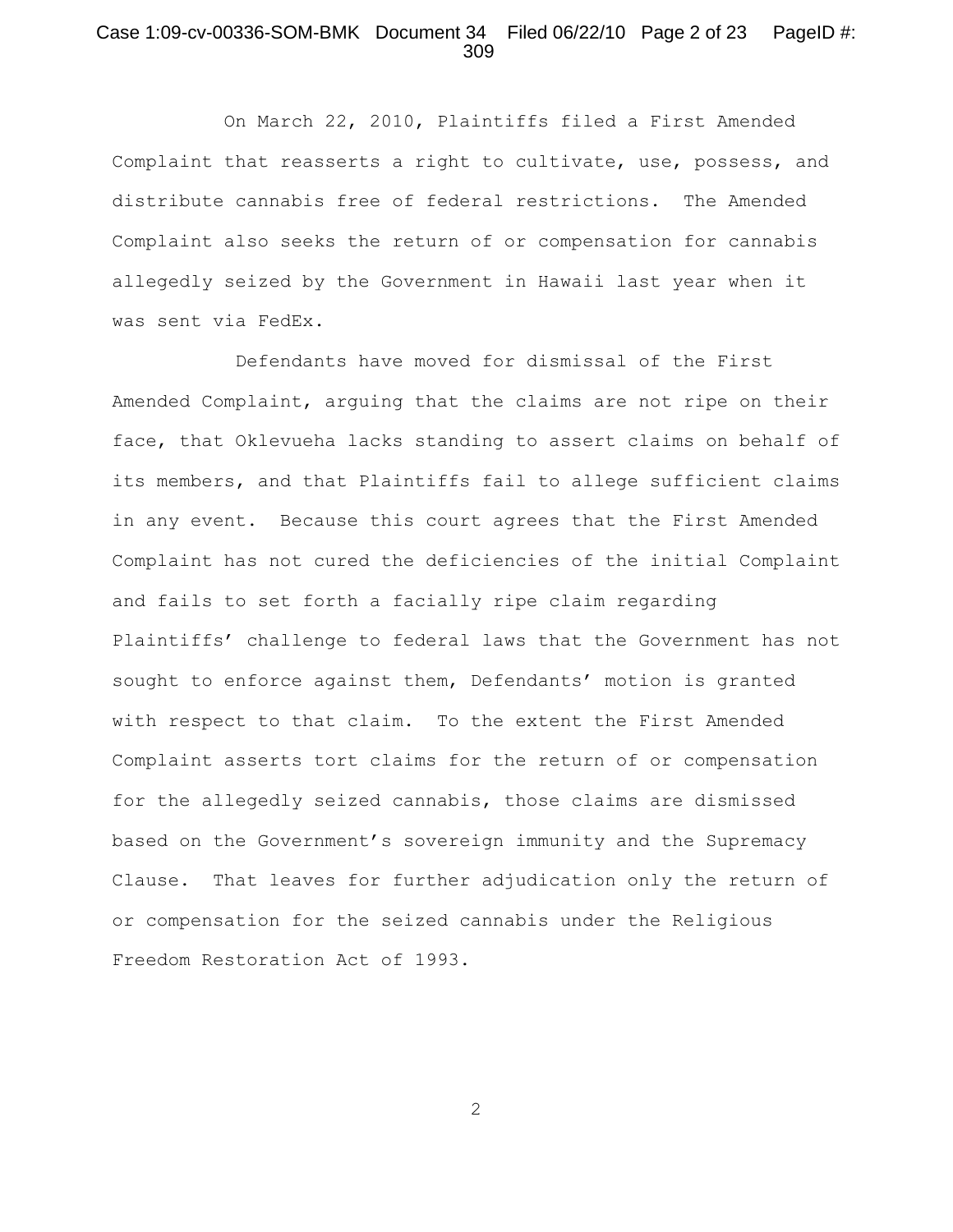On March 22, 2010, Plaintiffs filed a First Amended Complaint that reasserts a right to cultivate, use, possess, and distribute cannabis free of federal restrictions. The Amended Complaint also seeks the return of or compensation for cannabis allegedly seized by the Government in Hawaii last year when it was sent via FedEx.

Defendants have moved for dismissal of the First Amended Complaint, arguing that the claims are not ripe on their face, that Oklevueha lacks standing to assert claims on behalf of its members, and that Plaintiffs fail to allege sufficient claims in any event. Because this court agrees that the First Amended Complaint has not cured the deficiencies of the initial Complaint and fails to set forth a facially ripe claim regarding Plaintiffs' challenge to federal laws that the Government has not sought to enforce against them, Defendants' motion is granted with respect to that claim. To the extent the First Amended Complaint asserts tort claims for the return of or compensation for the allegedly seized cannabis, those claims are dismissed based on the Government's sovereign immunity and the Supremacy Clause. That leaves for further adjudication only the return of or compensation for the seized cannabis under the Religious Freedom Restoration Act of 1993.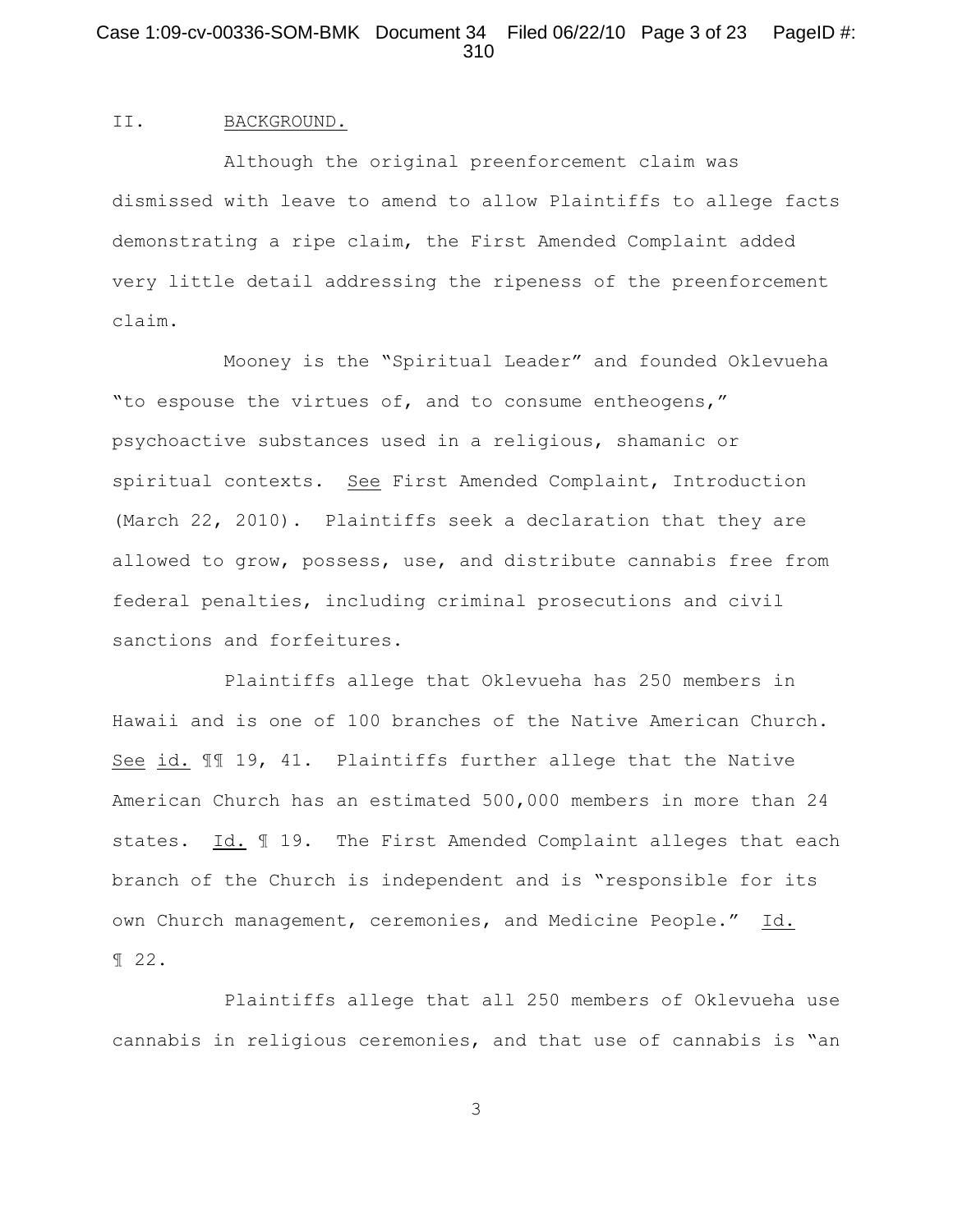## II. BACKGROUND.

Although the original preenforcement claim was dismissed with leave to amend to allow Plaintiffs to allege facts demonstrating a ripe claim, the First Amended Complaint added very little detail addressing the ripeness of the preenforcement claim.

Mooney is the "Spiritual Leader" and founded Oklevueha "to espouse the virtues of, and to consume entheogens," psychoactive substances used in a religious, shamanic or spiritual contexts. See First Amended Complaint, Introduction (March 22, 2010). Plaintiffs seek a declaration that they are allowed to grow, possess, use, and distribute cannabis free from federal penalties, including criminal prosecutions and civil sanctions and forfeitures.

Plaintiffs allege that Oklevueha has 250 members in Hawaii and is one of 100 branches of the Native American Church. See id. ¶¶ 19, 41. Plaintiffs further allege that the Native American Church has an estimated 500,000 members in more than 24 states. Id. ¶ 19. The First Amended Complaint alleges that each branch of the Church is independent and is "responsible for its own Church management, ceremonies, and Medicine People." Id. ¶ 22.

Plaintiffs allege that all 250 members of Oklevueha use cannabis in religious ceremonies, and that use of cannabis is "an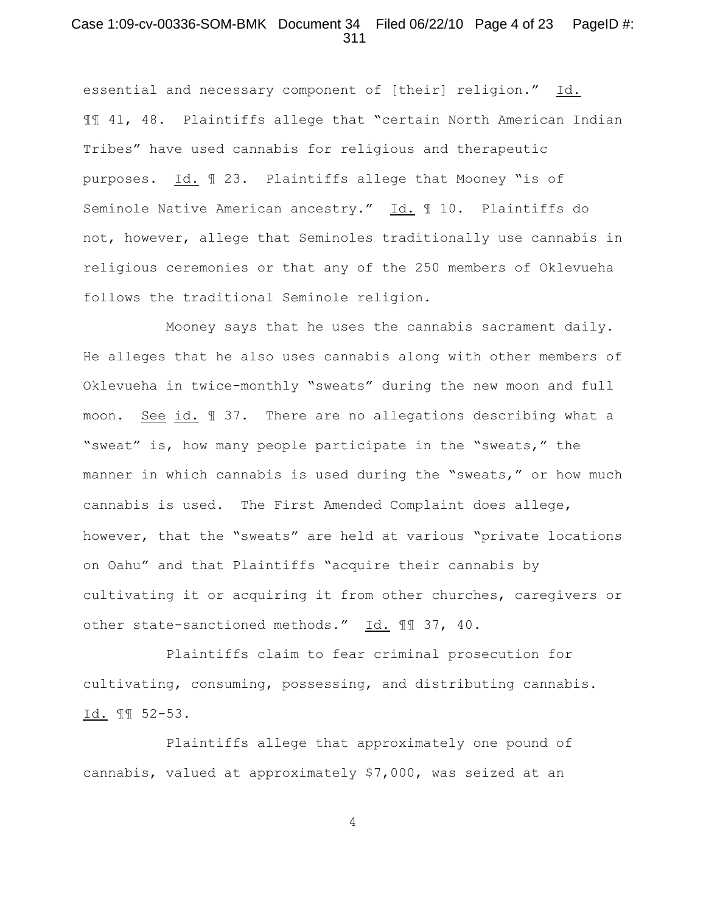essential and necessary component of [their] religion." Id. ¶¶ 41, 48. Plaintiffs allege that "certain North American Indian Tribes" have used cannabis for religious and therapeutic purposes. Id. ¶ 23. Plaintiffs allege that Mooney "is of Seminole Native American ancestry." Id. ¶ 10. Plaintiffs do not, however, allege that Seminoles traditionally use cannabis in religious ceremonies or that any of the 250 members of Oklevueha follows the traditional Seminole religion.

Mooney says that he uses the cannabis sacrament daily. He alleges that he also uses cannabis along with other members of Oklevueha in twice-monthly "sweats" during the new moon and full moon. See id. ¶ 37. There are no allegations describing what a "sweat" is, how many people participate in the "sweats," the manner in which cannabis is used during the "sweats," or how much cannabis is used. The First Amended Complaint does allege, however, that the "sweats" are held at various "private locations on Oahu" and that Plaintiffs "acquire their cannabis by cultivating it or acquiring it from other churches, caregivers or other state-sanctioned methods." Id. ¶¶ 37, 40.

Plaintiffs claim to fear criminal prosecution for cultivating, consuming, possessing, and distributing cannabis. Id. ¶¶ 52-53.

Plaintiffs allege that approximately one pound of cannabis, valued at approximately $7,000, was seized at an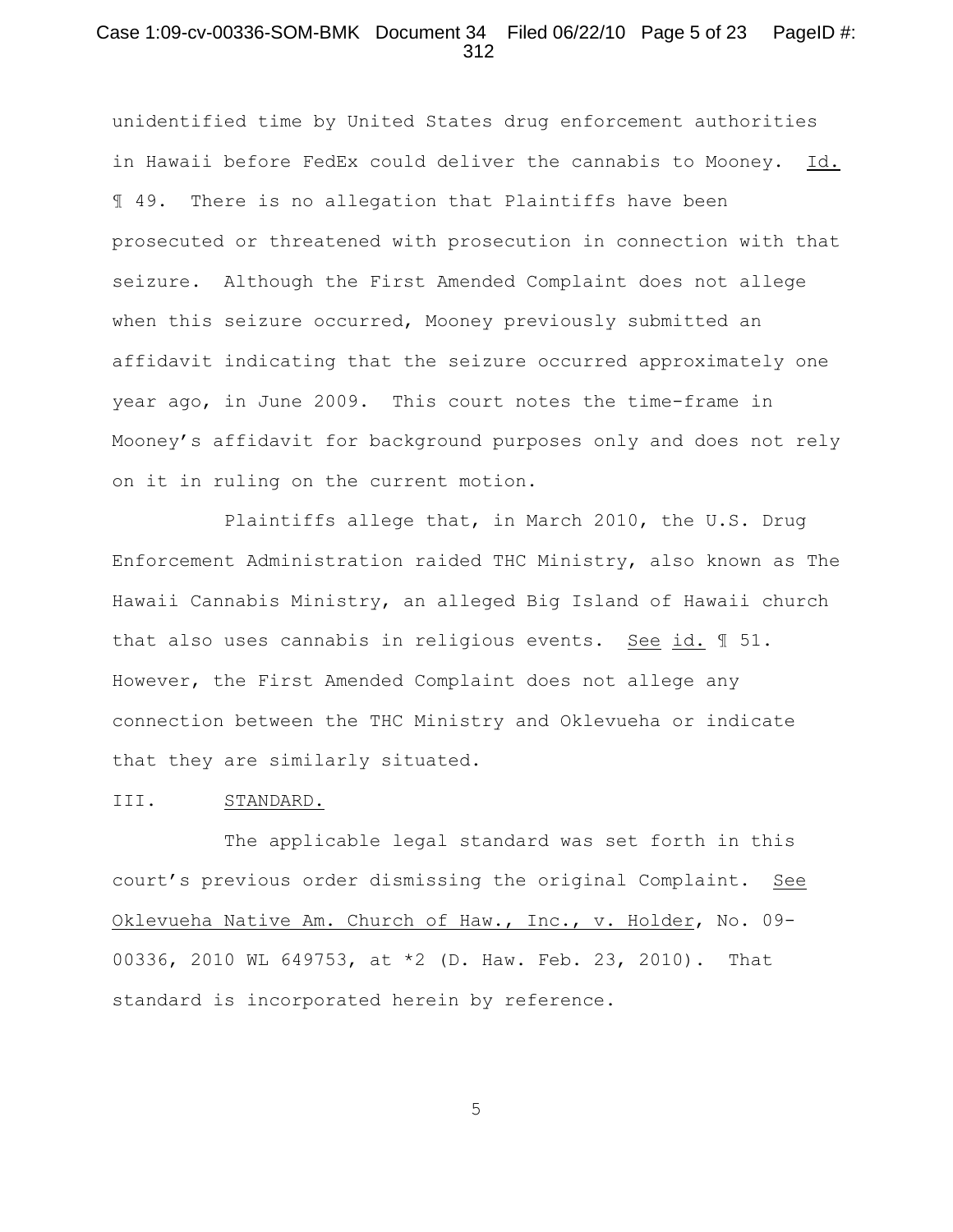unidentified time by United States drug enforcement authorities in Hawaii before FedEx could deliver the cannabis to Mooney. Id. ¶ 49. There is no allegation that Plaintiffs have been prosecuted or threatened with prosecution in connection with that seizure. Although the First Amended Complaint does not allege when this seizure occurred, Mooney previously submitted an affidavit indicating that the seizure occurred approximately one year ago, in June 2009. This court notes the time-frame in Mooney's affidavit for background purposes only and does not rely on it in ruling on the current motion.

Plaintiffs allege that, in March 2010, the U.S. Drug Enforcement Administration raided THC Ministry, also known as The Hawaii Cannabis Ministry, an alleged Big Island of Hawaii church that also uses cannabis in religious events. See id. ¶ 51. However, the First Amended Complaint does not allege any connection between the THC Ministry and Oklevueha or indicate that they are similarly situated.

## III. STANDARD.

The applicable legal standard was set forth in this court's previous order dismissing the original Complaint. See Oklevueha Native Am. Church of Haw., Inc., v. Holder, No. 09-00336, 2010 WL 649753, at *2 (D. Haw. Feb. 23, 2010). That standard is incorporated herein by reference.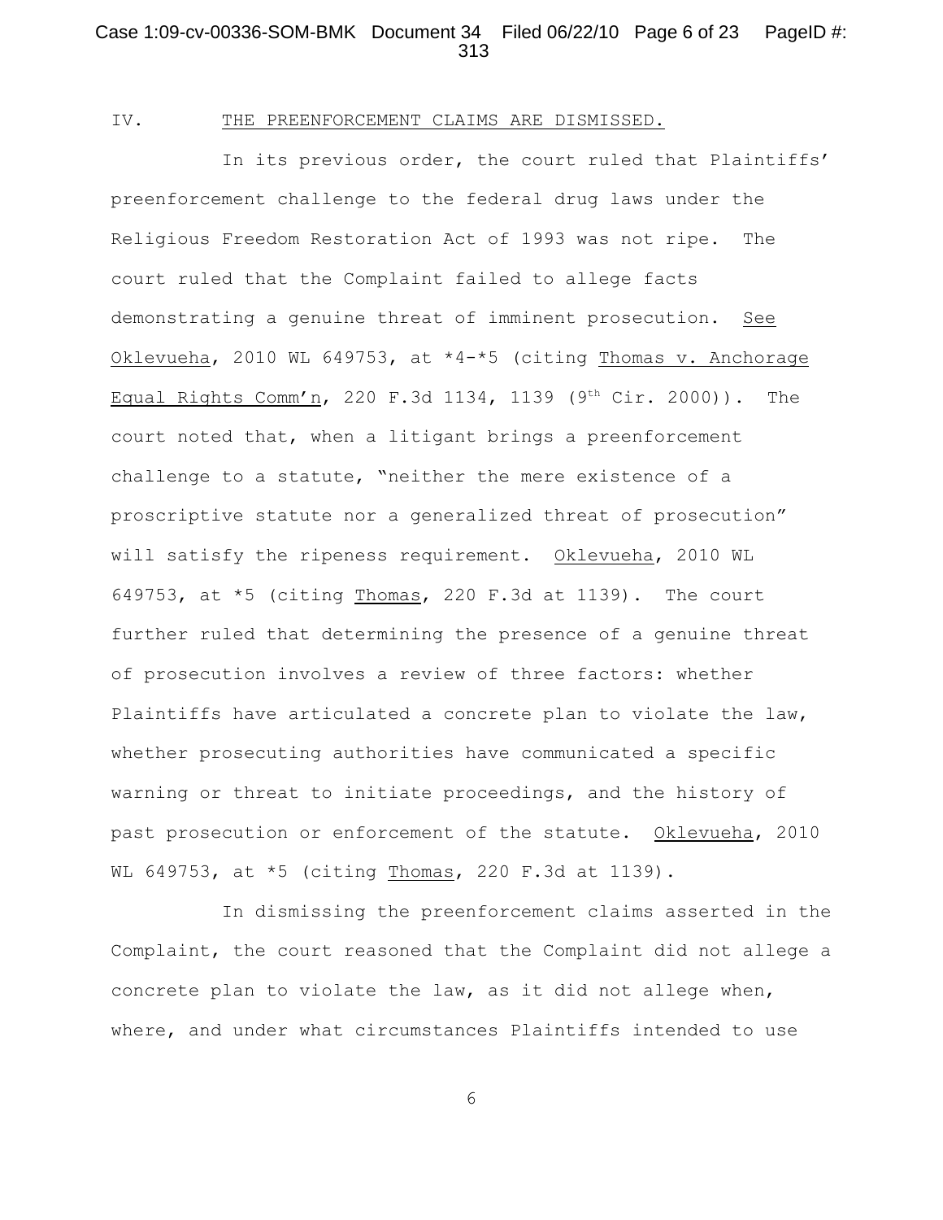## IV. THE PREENFORCEMENT CLAIMS ARE DISMISSED.

In its previous order, the court ruled that Plaintiffs' preenforcement challenge to the federal drug laws under the Religious Freedom Restoration Act of 1993 was not ripe. The court ruled that the Complaint failed to allege facts demonstrating a genuine threat of imminent prosecution. See Oklevueha, 2010 WL 649753, at *4-*5 (citing Thomas v. Anchorage Equal Rights Comm'n, 220 F.3d 1134, 1139 (9th Cir. 2000)). The court noted that, when a litigant brings a preenforcement challenge to a statute, "neither the mere existence of a proscriptive statute nor a generalized threat of prosecution" will satisfy the ripeness requirement. Oklevueha, 2010 WL 649753, at *5 (citing Thomas, 220 F.3d at 1139). The court further ruled that determining the presence of a genuine threat of prosecution involves a review of three factors: whether Plaintiffs have articulated a concrete plan to violate the law, whether prosecuting authorities have communicated a specific warning or threat to initiate proceedings, and the history of past prosecution or enforcement of the statute. Oklevueha, 2010 WL 649753, at *5 (citing Thomas, 220 F.3d at 1139).

In dismissing the preenforcement claims asserted in the Complaint, the court reasoned that the Complaint did not allege a concrete plan to violate the law, as it did not allege when, where, and under what circumstances Plaintiffs intended to use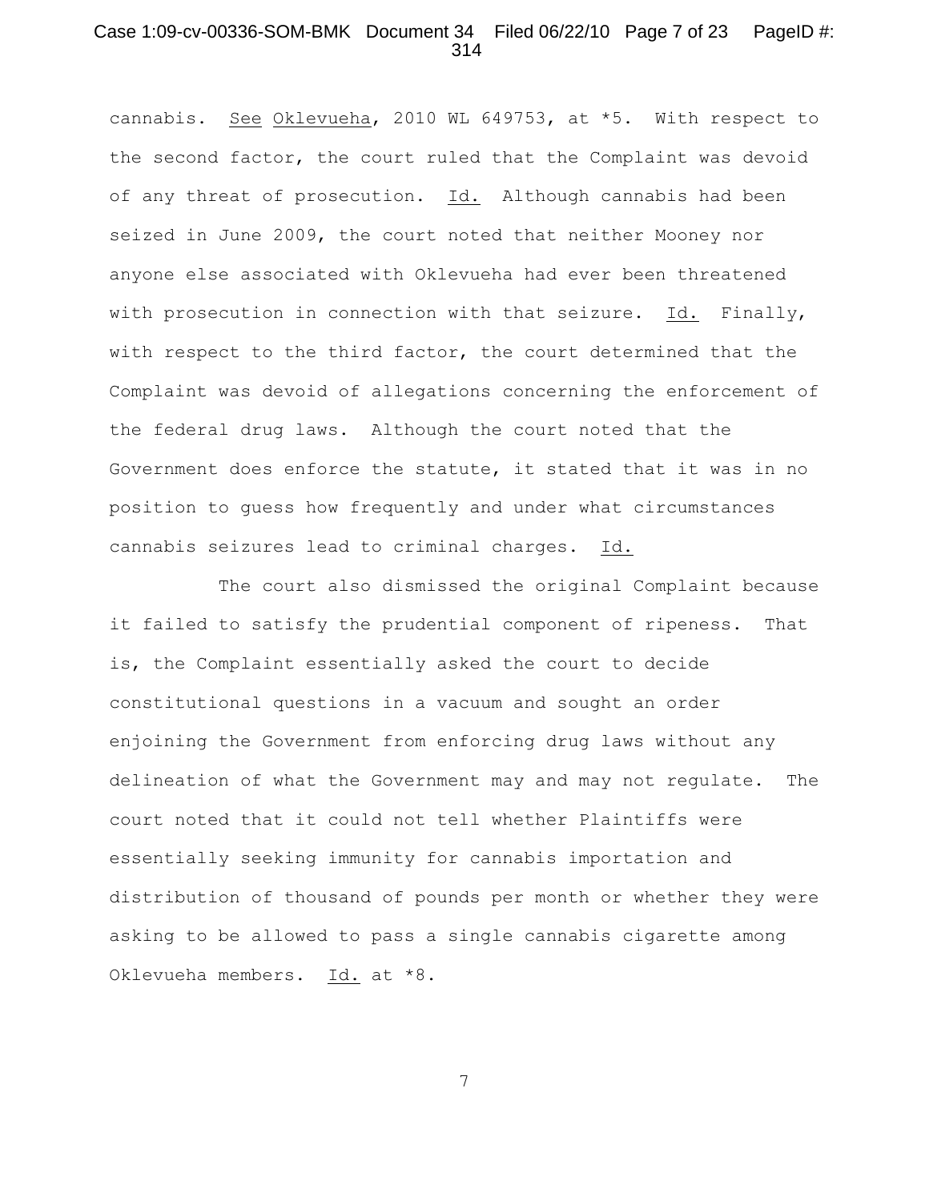cannabis. See Oklevueha, 2010 WL 649753, at *5. With respect to the second factor, the court ruled that the Complaint was devoid of any threat of prosecution. Id. Although cannabis had been seized in June 2009, the court noted that neither Mooney nor anyone else associated with Oklevueha had ever been threatened with prosecution in connection with that seizure. Id. Finally, with respect to the third factor, the court determined that the Complaint was devoid of allegations concerning the enforcement of the federal drug laws. Although the court noted that the Government does enforce the statute, it stated that it was in no position to guess how frequently and under what circumstances cannabis seizures lead to criminal charges. Id.

The court also dismissed the original Complaint because it failed to satisfy the prudential component of ripeness. That is, the Complaint essentially asked the court to decide constitutional questions in a vacuum and sought an order enjoining the Government from enforcing drug laws without any delineation of what the Government may and may not regulate. The court noted that it could not tell whether Plaintiffs were essentially seeking immunity for cannabis importation and distribution of thousand of pounds per month or whether they were asking to be allowed to pass a single cannabis cigarette among Oklevueha members. Id. at *8.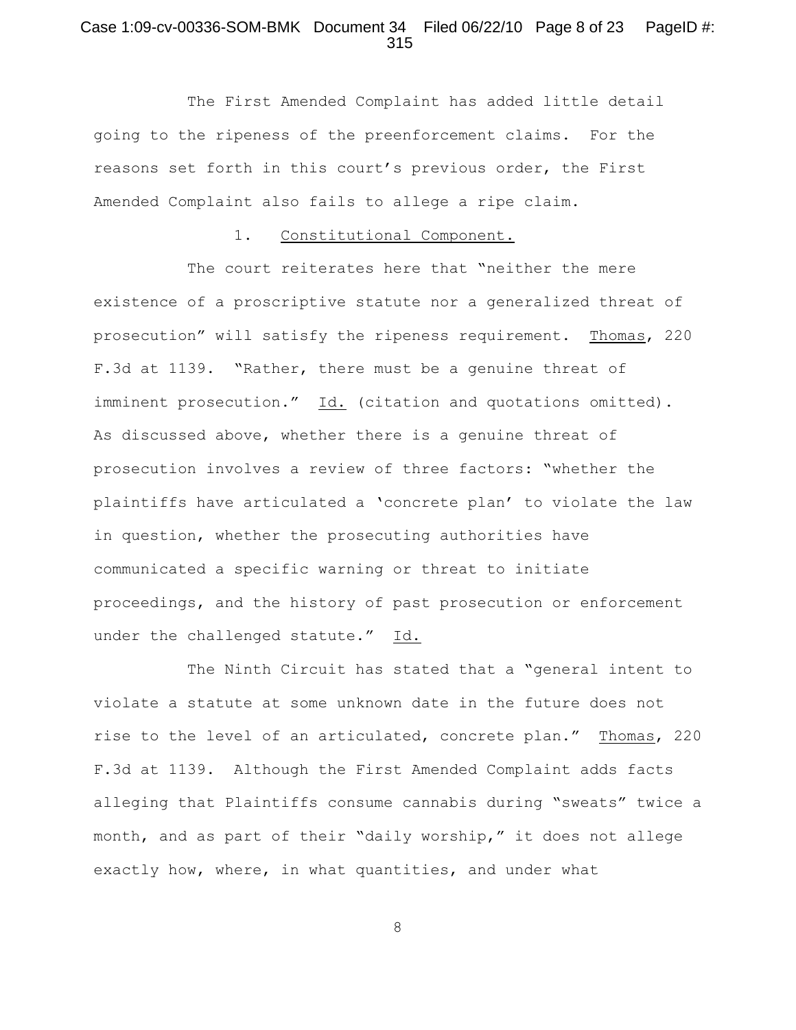The First Amended Complaint has added little detail going to the ripeness of the preenforcement claims. For the reasons set forth in this court's previous order, the First Amended Complaint also fails to allege a ripe claim.

1. Constitutional Component.

The court reiterates here that "neither the mere existence of a proscriptive statute nor a generalized threat of prosecution" will satisfy the ripeness requirement. Thomas, 220 F.3d at 1139. "Rather, there must be a genuine threat of imminent prosecution." Id. (citation and quotations omitted). As discussed above, whether there is a genuine threat of prosecution involves a review of three factors: "whether the plaintiffs have articulated a 'concrete plan' to violate the law in question, whether the prosecuting authorities have communicated a specific warning or threat to initiate proceedings, and the history of past prosecution or enforcement under the challenged statute." Id.

The Ninth Circuit has stated that a "general intent to violate a statute at some unknown date in the future does not rise to the level of an articulated, concrete plan." Thomas, 220 F.3d at 1139. Although the First Amended Complaint adds facts alleging that Plaintiffs consume cannabis during "sweats" twice a month, and as part of their "daily worship," it does not allege exactly how, where, in what quantities, and under what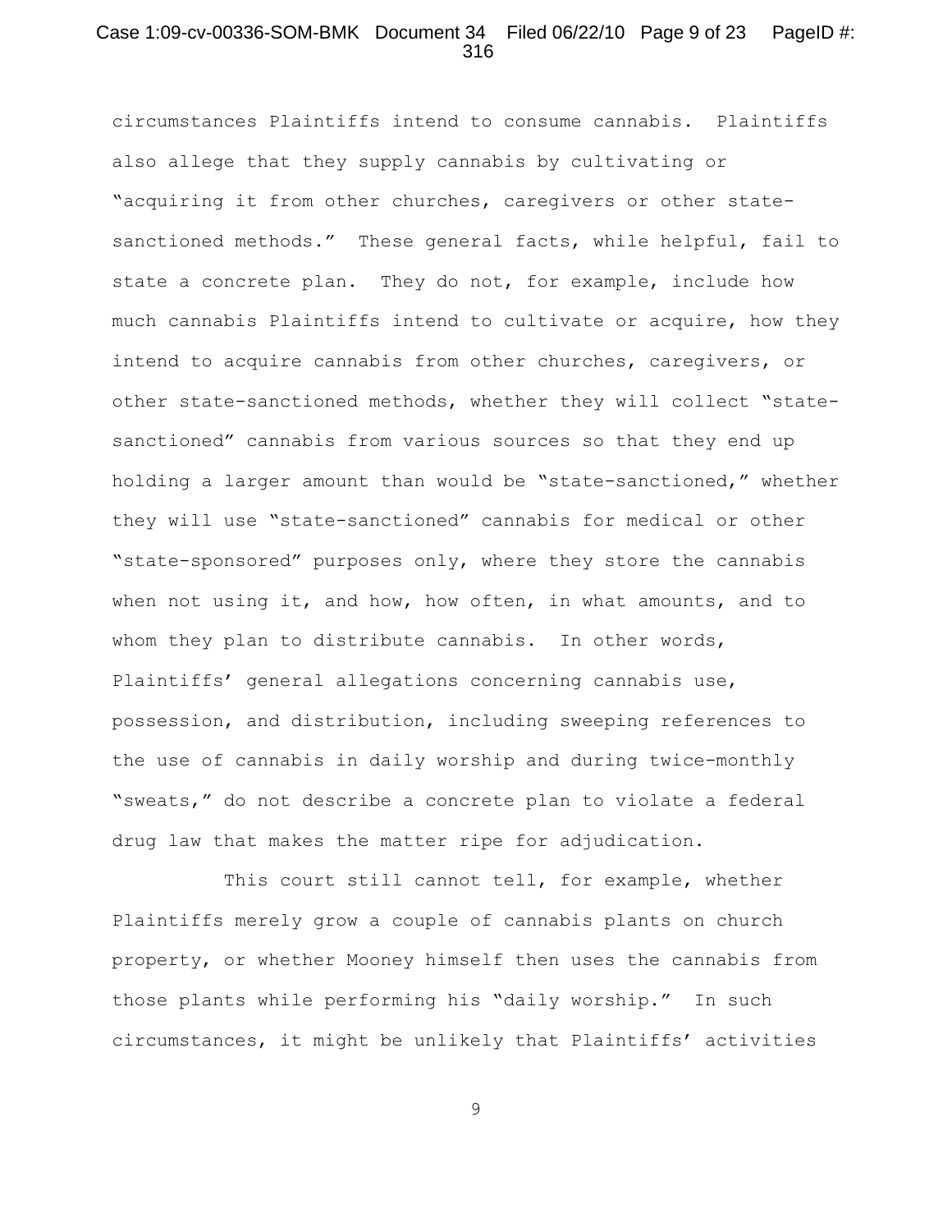circumstances Plaintiffs intend to consume cannabis. Plaintiffs also allege that they supply cannabis by cultivating or "acquiring it from other churches, caregivers or other state-sanctioned methods." These general facts, while helpful, fail to state a concrete plan. They do not, for example, include how much cannabis Plaintiffs intend to cultivate or acquire, how they intend to acquire cannabis from other churches, caregivers, or other state-sanctioned methods, whether they will collect "state-sanctioned" cannabis from various sources so that they end up holding a larger amount than would be "state-sanctioned," whether they will use "state-sanctioned" cannabis for medical or other "state-sponsored" purposes only, where they store the cannabis when not using it, and how, how often, in what amounts, and to whom they plan to distribute cannabis. In other words, Plaintiffs' general allegations concerning cannabis use, possession, and distribution, including sweeping references to the use of cannabis in daily worship and during twice-monthly "sweats," do not describe a concrete plan to violate a federal drug law that makes the matter ripe for adjudication.

This court still cannot tell, for example, whether Plaintiffs merely grow a couple of cannabis plants on church property, or whether Mooney himself then uses the cannabis from those plants while performing his "daily worship." In such circumstances, it might be unlikely that Plaintiffs' activities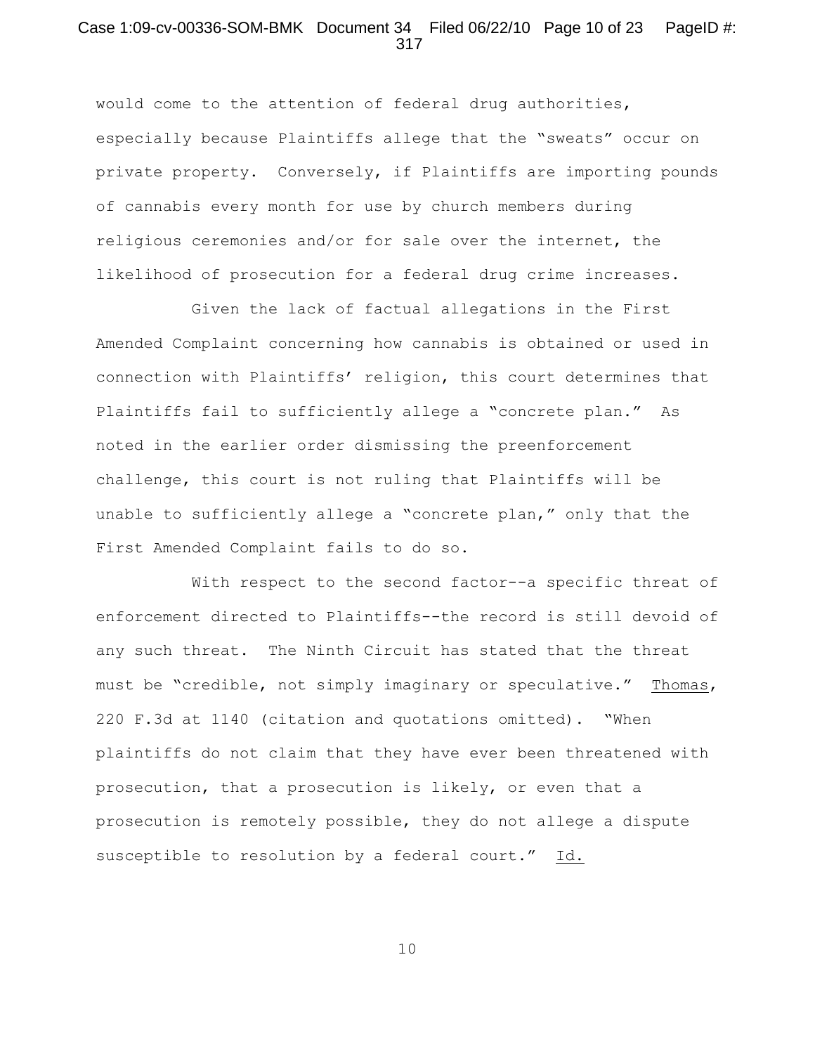would come to the attention of federal drug authorities, especially because Plaintiffs allege that the "sweats" occur on private property. Conversely, if Plaintiffs are importing pounds of cannabis every month for use by church members during religious ceremonies and/or for sale over the internet, the likelihood of prosecution for a federal drug crime increases.

Given the lack of factual allegations in the First Amended Complaint concerning how cannabis is obtained or used in connection with Plaintiffs' religion, this court determines that Plaintiffs fail to sufficiently allege a "concrete plan." As noted in the earlier order dismissing the preenforcement challenge, this court is not ruling that Plaintiffs will be unable to sufficiently allege a "concrete plan," only that the First Amended Complaint fails to do so.

With respect to the second factor--a specific threat of enforcement directed to Plaintiffs--the record is still devoid of any such threat. The Ninth Circuit has stated that the threat must be "credible, not simply imaginary or speculative." Thomas, 220 F.3d at 1140 (citation and quotations omitted). "When plaintiffs do not claim that they have ever been threatened with prosecution, that a prosecution is likely, or even that a prosecution is remotely possible, they do not allege a dispute susceptible to resolution by a federal court." Id.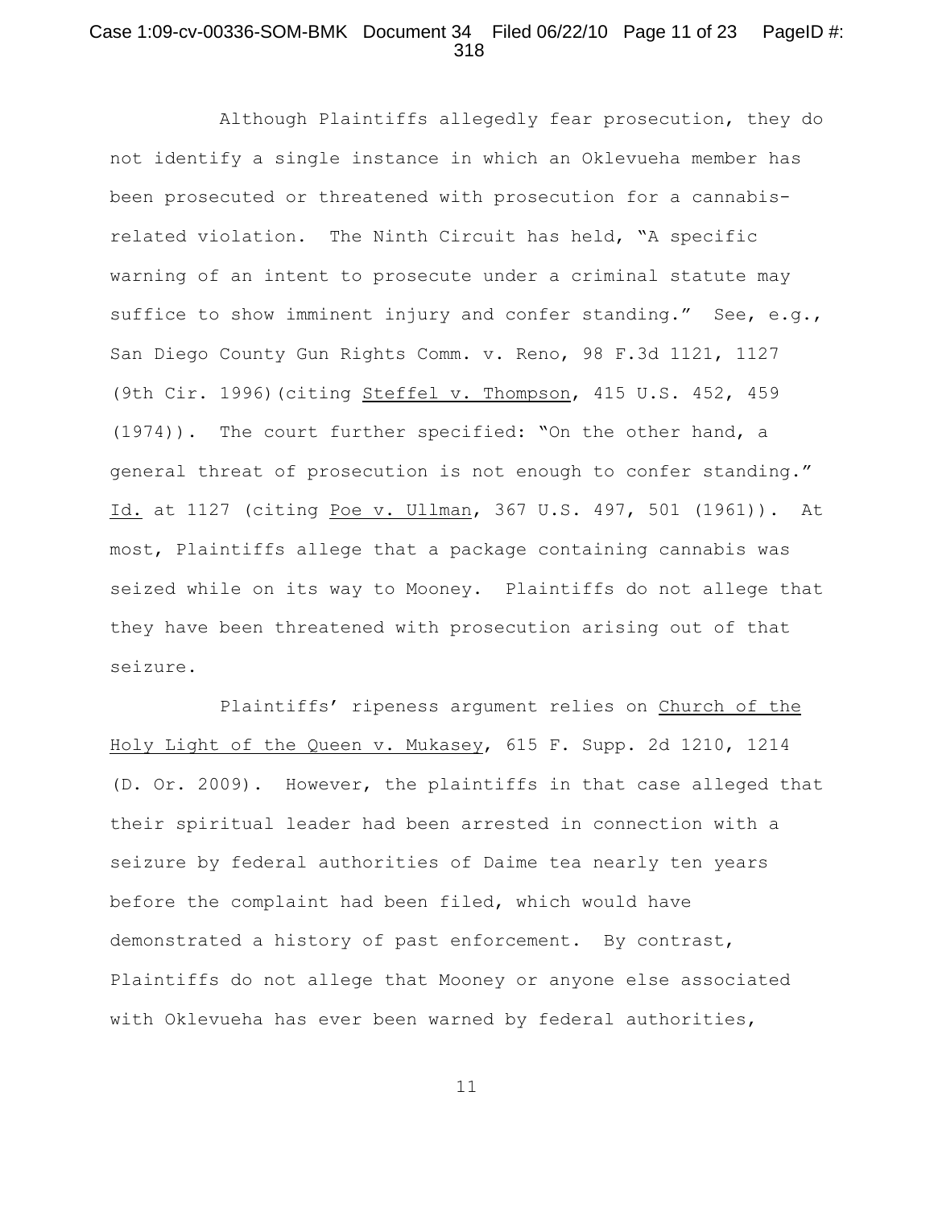Although Plaintiffs allegedly fear prosecution, they do not identify a single instance in which an Oklevueha member has been prosecuted or threatened with prosecution for a cannabis-related violation. The Ninth Circuit has held, "A specific warning of an intent to prosecute under a criminal statute may suffice to show imminent injury and confer standing." See, e.g., San Diego County Gun Rights Comm. v. Reno, 98 F.3d 1121, 1127 (9th Cir. 1996)(citing Steffel v. Thompson, 415 U.S. 452, 459 (1974)). The court further specified: "On the other hand, a general threat of prosecution is not enough to confer standing." Id. at 1127 (citing Poe v. Ullman, 367 U.S. 497, 501 (1961)). At most, Plaintiffs allege that a package containing cannabis was seized while on its way to Mooney. Plaintiffs do not allege that they have been threatened with prosecution arising out of that seizure.

Plaintiffs' ripeness argument relies on Church of the Holy Light of the Queen v. Mukasey, 615 F. Supp. 2d 1210, 1214 (D. Or. 2009). However, the plaintiffs in that case alleged that their spiritual leader had been arrested in connection with a seizure by federal authorities of Daime tea nearly ten years before the complaint had been filed, which would have demonstrated a history of past enforcement. By contrast, Plaintiffs do not allege that Mooney or anyone else associated with Oklevueha has ever been warned by federal authorities,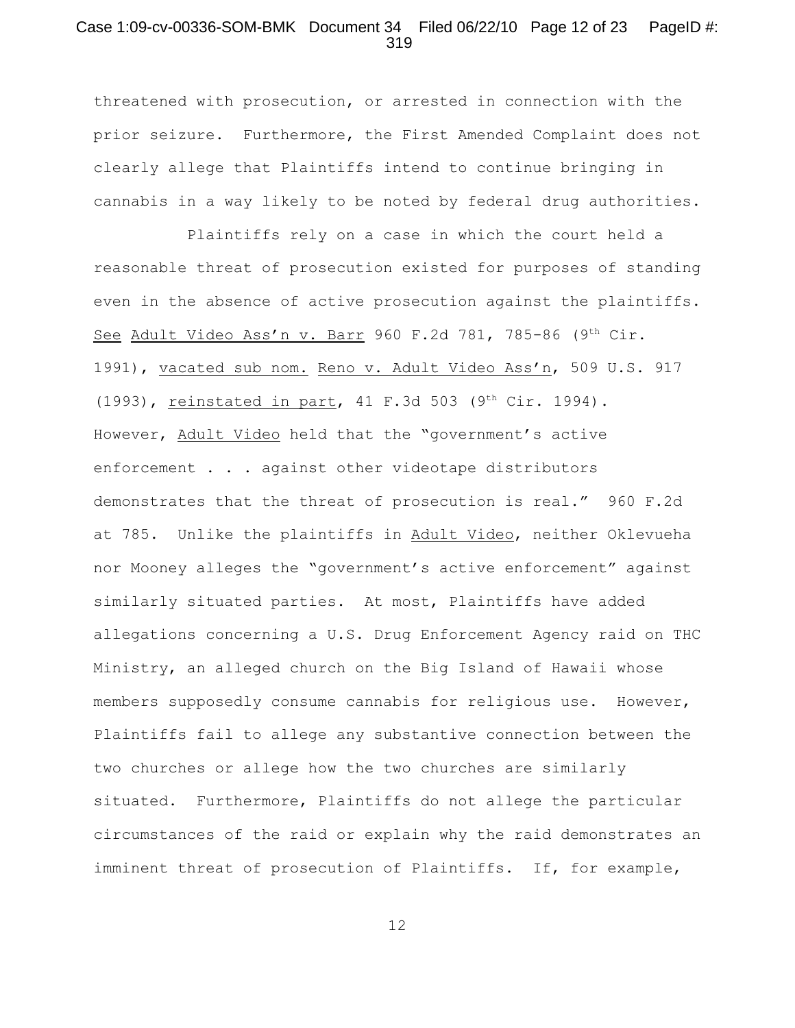threatened with prosecution, or arrested in connection with the prior seizure. Furthermore, the First Amended Complaint does not clearly allege that Plaintiffs intend to continue bringing in cannabis in a way likely to be noted by federal drug authorities.

Plaintiffs rely on a case in which the court held a reasonable threat of prosecution existed for purposes of standing even in the absence of active prosecution against the plaintiffs. See Adult Video Ass'n v. Barr 960 F.2d 781, 785-86 (9th Cir. 1991), vacated sub nom. Reno v. Adult Video Ass'n, 509 U.S. 917 (1993), reinstated in part, 41 F.3d 503 (9th Cir. 1994). However, Adult Video held that the "government's active enforcement . . . against other videotape distributors demonstrates that the threat of prosecution is real." 960 F.2d at 785. Unlike the plaintiffs in Adult Video, neither Oklevueha nor Mooney alleges the "government's active enforcement" against similarly situated parties. At most, Plaintiffs have added allegations concerning a U.S. Drug Enforcement Agency raid on THC Ministry, an alleged church on the Big Island of Hawaii whose members supposedly consume cannabis for religious use. However, Plaintiffs fail to allege any substantive connection between the two churches or allege how the two churches are similarly situated. Furthermore, Plaintiffs do not allege the particular circumstances of the raid or explain why the raid demonstrates an imminent threat of prosecution of Plaintiffs. If, for example,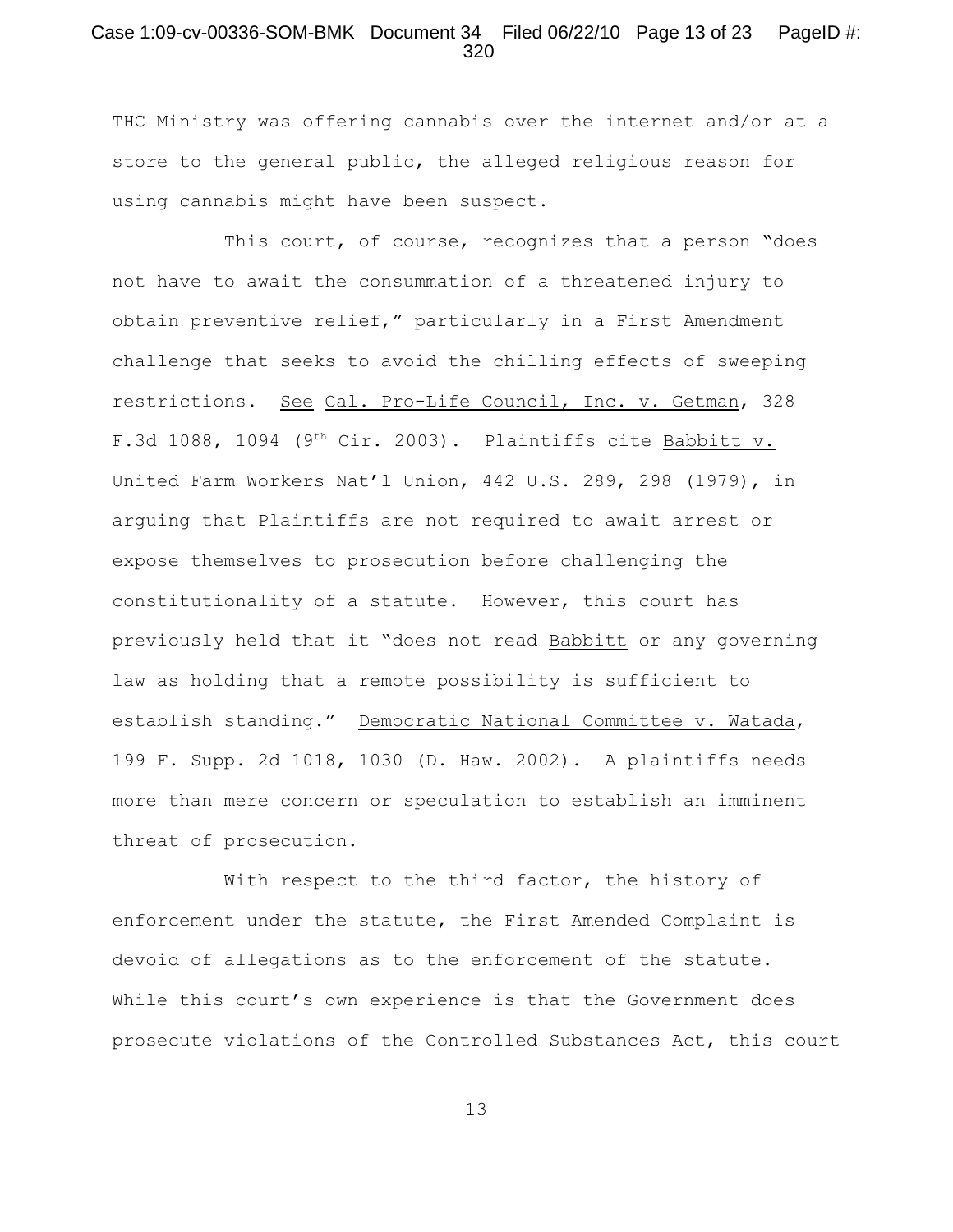THC Ministry was offering cannabis over the internet and/or at a store to the general public, the alleged religious reason for using cannabis might have been suspect.

This court, of course, recognizes that a person "does not have to await the consummation of a threatened injury to obtain preventive relief," particularly in a First Amendment challenge that seeks to avoid the chilling effects of sweeping restrictions. See Cal. Pro-Life Council, Inc. v. Getman, 328 F.3d 1088, 1094 (9th Cir. 2003). Plaintiffs cite Babbitt v. United Farm Workers Nat'l Union, 442 U.S. 289, 298 (1979), in arguing that Plaintiffs are not required to await arrest or expose themselves to prosecution before challenging the constitutionality of a statute. However, this court has previously held that it "does not read Babbitt or any governing law as holding that a remote possibility is sufficient to establish standing." Democratic National Committee v. Watada, 199 F. Supp. 2d 1018, 1030 (D. Haw. 2002). A plaintiffs needs more than mere concern or speculation to establish an imminent threat of prosecution.

With respect to the third factor, the history of enforcement under the statute, the First Amended Complaint is devoid of allegations as to the enforcement of the statute. While this court's own experience is that the Government does prosecute violations of the Controlled Substances Act, this court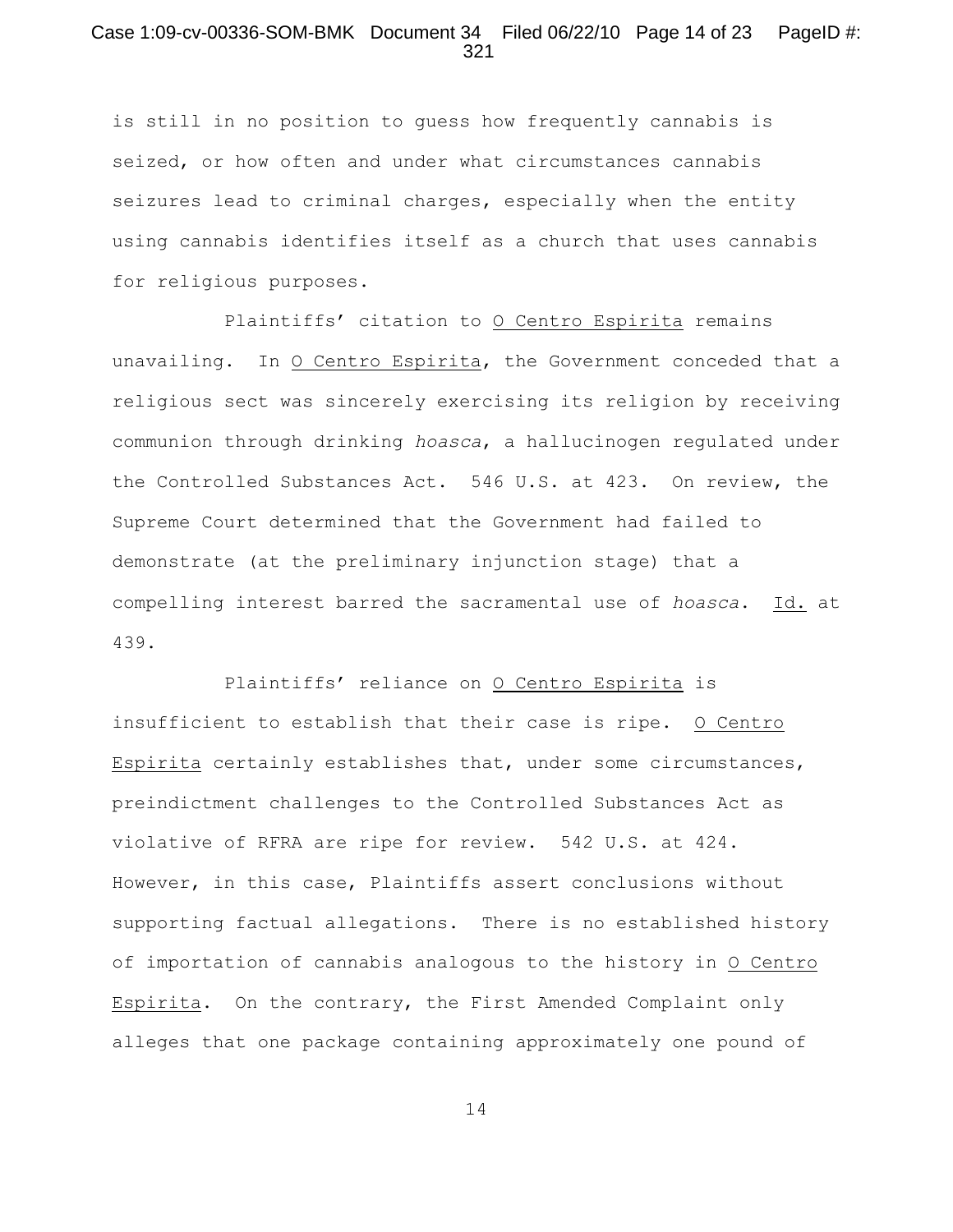is still in no position to guess how frequently cannabis is seized, or how often and under what circumstances cannabis seizures lead to criminal charges, especially when the entity using cannabis identifies itself as a church that uses cannabis for religious purposes.

Plaintiffs' citation to O Centro Espirita remains unavailing. In O Centro Espirita, the Government conceded that a religious sect was sincerely exercising its religion by receiving communion through drinking *hoasca*, a hallucinogen regulated under the Controlled Substances Act. 546 U.S. at 423. On review, the Supreme Court determined that the Government had failed to demonstrate (at the preliminary injunction stage) that a compelling interest barred the sacramental use of *hoasca*. Id. at 439.

Plaintiffs' reliance on O Centro Espirita is insufficient to establish that their case is ripe. O Centro Espirita certainly establishes that, under some circumstances, preindictment challenges to the Controlled Substances Act as violative of RFRA are ripe for review. 542 U.S. at 424. However, in this case, Plaintiffs assert conclusions without supporting factual allegations. There is no established history of importation of cannabis analogous to the history in O Centro Espirita. On the contrary, the First Amended Complaint only alleges that one package containing approximately one pound of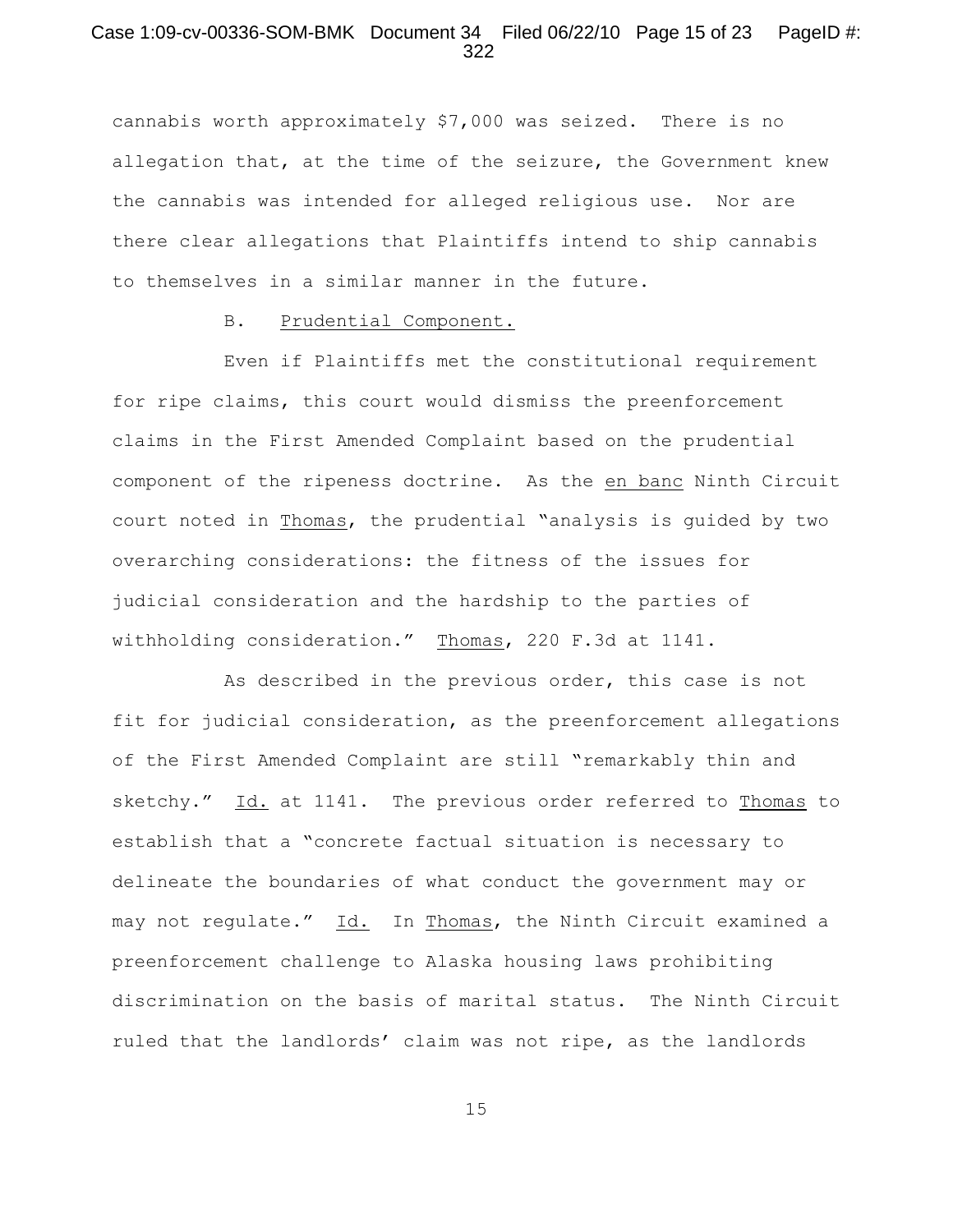cannabis worth approximately $7,000 was seized. There is no allegation that, at the time of the seizure, the Government knew the cannabis was intended for alleged religious use. Nor are there clear allegations that Plaintiffs intend to ship cannabis to themselves in a similar manner in the future.

B. Prudential Component.

Even if Plaintiffs met the constitutional requirement for ripe claims, this court would dismiss the preenforcement claims in the First Amended Complaint based on the prudential component of the ripeness doctrine. As the en banc Ninth Circuit court noted in Thomas, the prudential "analysis is guided by two overarching considerations: the fitness of the issues for judicial consideration and the hardship to the parties of withholding consideration." Thomas, 220 F.3d at 1141.

As described in the previous order, this case is not fit for judicial consideration, as the preenforcement allegations of the First Amended Complaint are still "remarkably thin and sketchy." Id. at 1141. The previous order referred to Thomas to establish that a "concrete factual situation is necessary to delineate the boundaries of what conduct the government may or may not regulate." Id. In Thomas, the Ninth Circuit examined a preenforcement challenge to Alaska housing laws prohibiting discrimination on the basis of marital status. The Ninth Circuit ruled that the landlords' claim was not ripe, as the landlords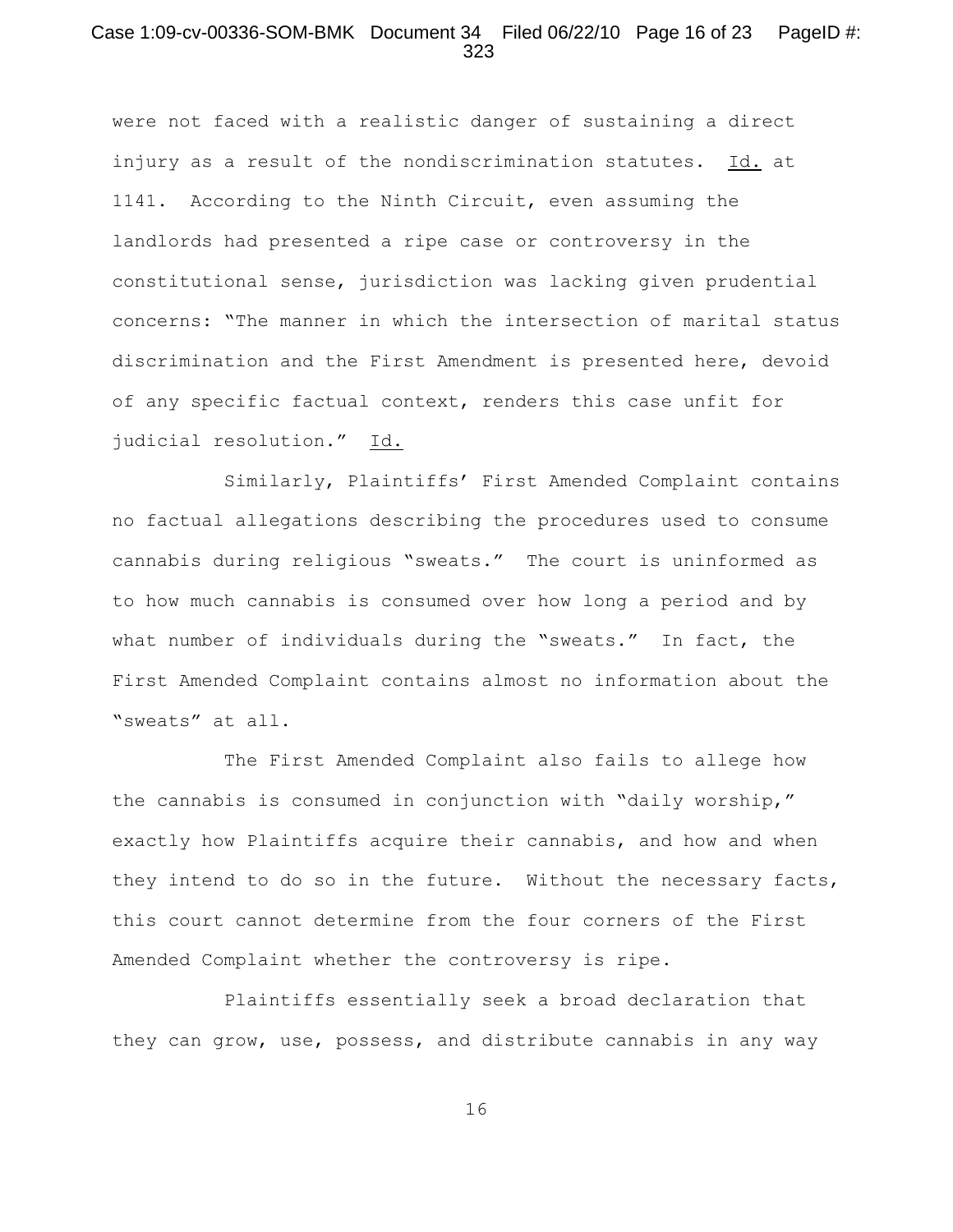were not faced with a realistic danger of sustaining a direct injury as a result of the nondiscrimination statutes. Id. at 1141. According to the Ninth Circuit, even assuming the landlords had presented a ripe case or controversy in the constitutional sense, jurisdiction was lacking given prudential concerns: "The manner in which the intersection of marital status discrimination and the First Amendment is presented here, devoid of any specific factual context, renders this case unfit for judicial resolution." Id.

Similarly, Plaintiffs' First Amended Complaint contains no factual allegations describing the procedures used to consume cannabis during religious "sweats." The court is uninformed as to how much cannabis is consumed over how long a period and by what number of individuals during the "sweats." In fact, the First Amended Complaint contains almost no information about the "sweats" at all.

The First Amended Complaint also fails to allege how the cannabis is consumed in conjunction with "daily worship," exactly how Plaintiffs acquire their cannabis, and how and when they intend to do so in the future. Without the necessary facts, this court cannot determine from the four corners of the First Amended Complaint whether the controversy is ripe.

Plaintiffs essentially seek a broad declaration that they can grow, use, possess, and distribute cannabis in any way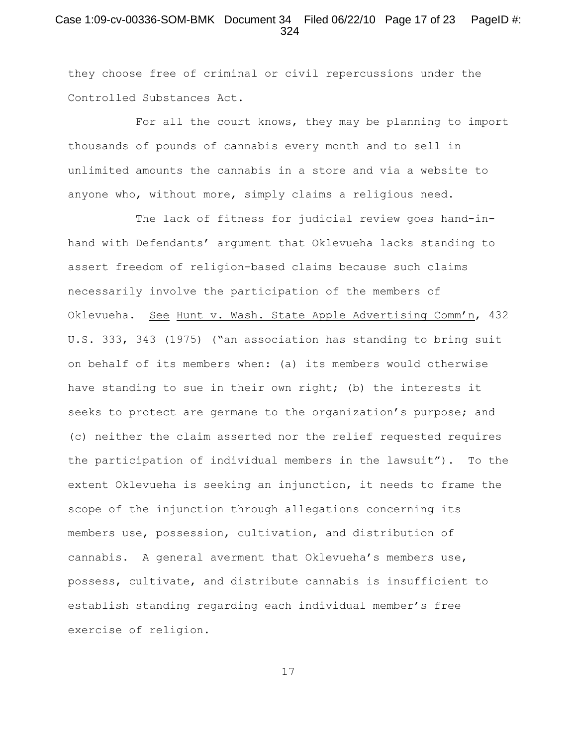they choose free of criminal or civil repercussions under the Controlled Substances Act.

For all the court knows, they may be planning to import thousands of pounds of cannabis every month and to sell in unlimited amounts the cannabis in a store and via a website to anyone who, without more, simply claims a religious need.

The lack of fitness for judicial review goes hand-in-hand with Defendants' argument that Oklevueha lacks standing to assert freedom of religion-based claims because such claims necessarily involve the participation of the members of Oklevueha. See Hunt v. Wash. State Apple Advertising Comm'n, 432 U.S. 333, 343 (1975) ("an association has standing to bring suit on behalf of its members when: (a) its members would otherwise have standing to sue in their own right; (b) the interests it seeks to protect are germane to the organization's purpose; and (c) neither the claim asserted nor the relief requested requires the participation of individual members in the lawsuit"). To the extent Oklevueha is seeking an injunction, it needs to frame the scope of the injunction through allegations concerning its members use, possession, cultivation, and distribution of cannabis. A general averment that Oklevueha's members use, possess, cultivate, and distribute cannabis is insufficient to establish standing regarding each individual member's free exercise of religion.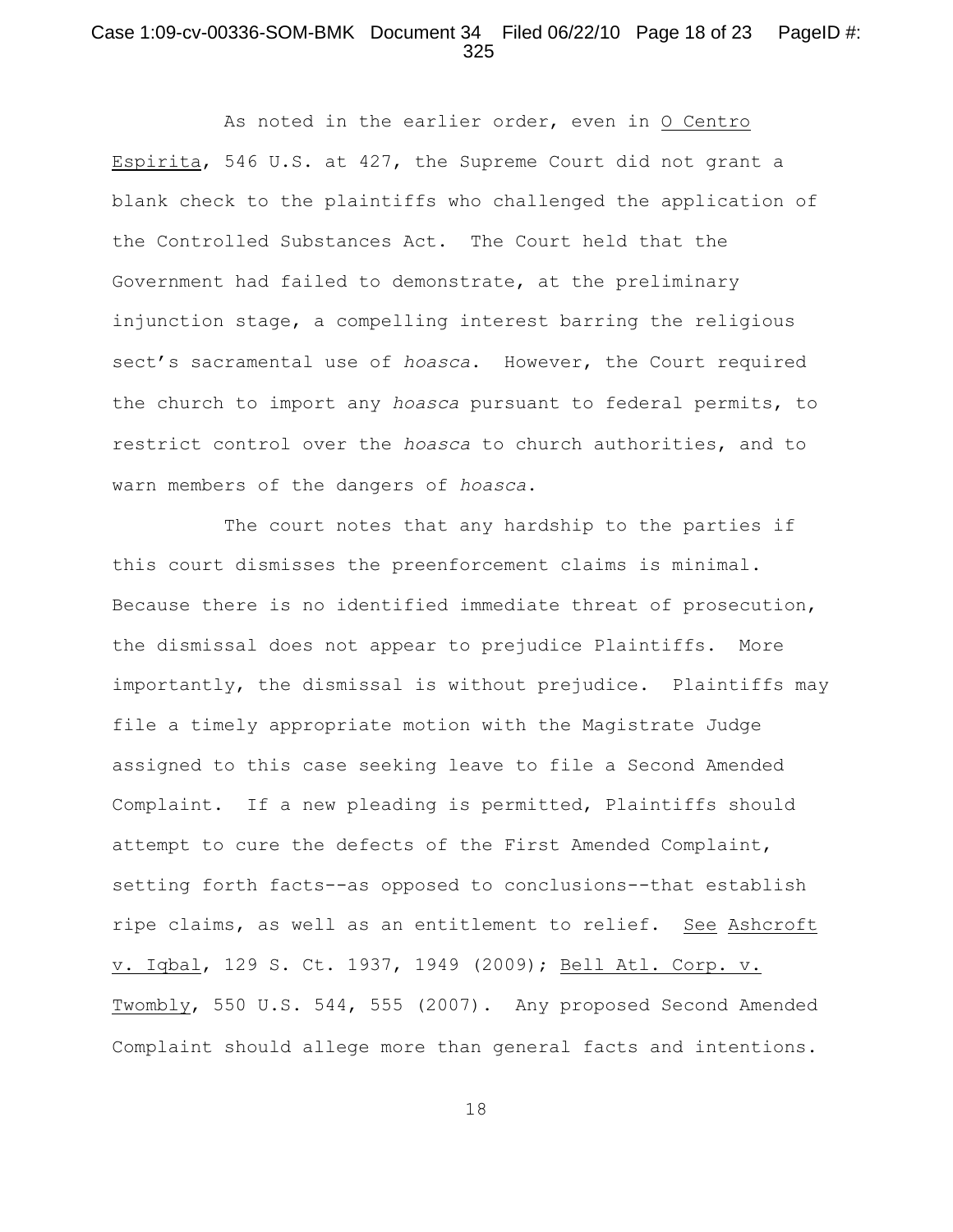As noted in the earlier order, even in O Centro Espirita, 546 U.S. at 427, the Supreme Court did not grant a blank check to the plaintiffs who challenged the application of the Controlled Substances Act. The Court held that the Government had failed to demonstrate, at the preliminary injunction stage, a compelling interest barring the religious sect's sacramental use of *hoasca*. However, the Court required the church to import any *hoasca* pursuant to federal permits, to restrict control over the *hoasca* to church authorities, and to warn members of the dangers of *hoasca*.

The court notes that any hardship to the parties if this court dismisses the preenforcement claims is minimal. Because there is no identified immediate threat of prosecution, the dismissal does not appear to prejudice Plaintiffs. More importantly, the dismissal is without prejudice. Plaintiffs may file a timely appropriate motion with the Magistrate Judge assigned to this case seeking leave to file a Second Amended Complaint. If a new pleading is permitted, Plaintiffs should attempt to cure the defects of the First Amended Complaint, setting forth facts--as opposed to conclusions--that establish ripe claims, as well as an entitlement to relief. See Ashcroft v. Iqbal, 129 S. Ct. 1937, 1949 (2009); Bell Atl. Corp. v. Twombly, 550 U.S. 544, 555 (2007). Any proposed Second Amended Complaint should allege more than general facts and intentions.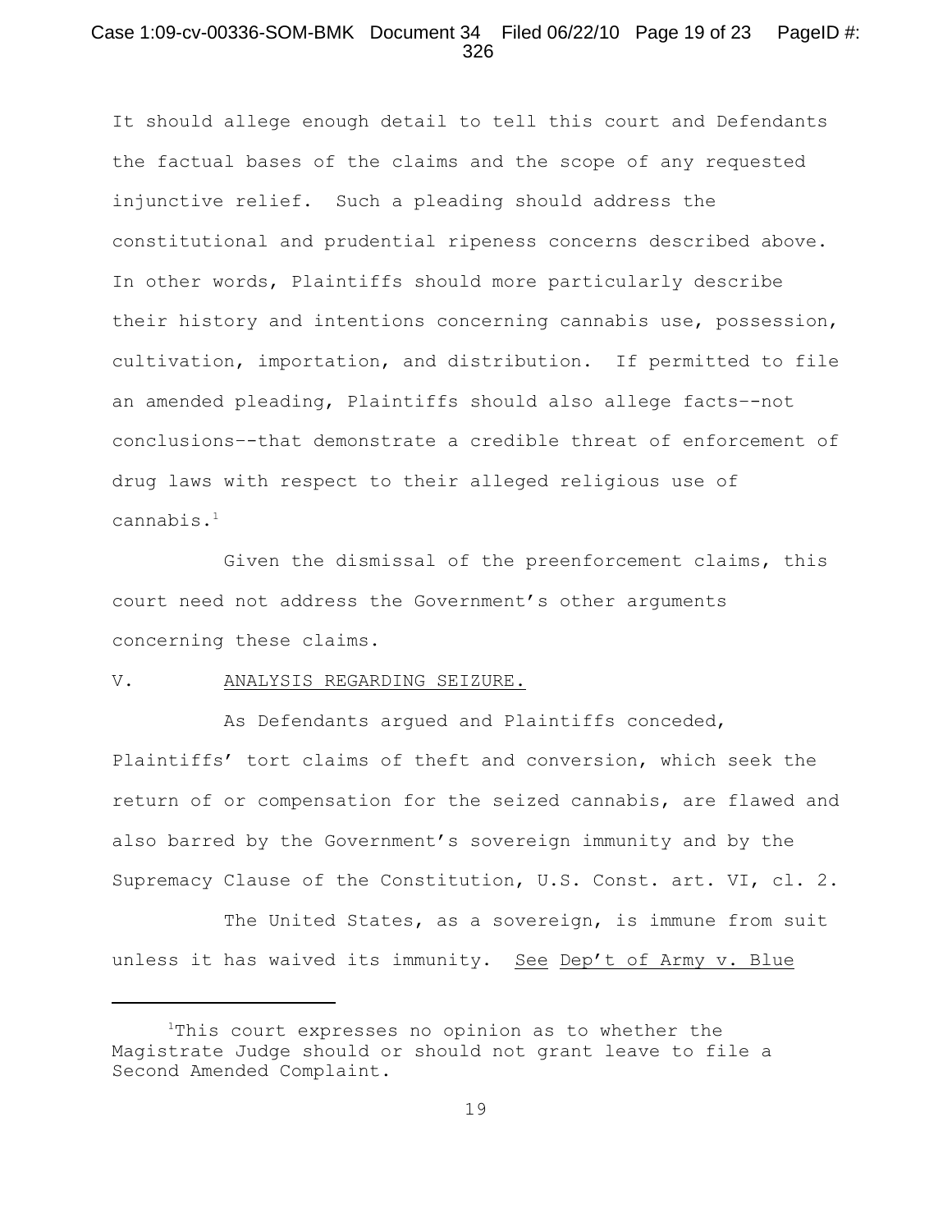It should allege enough detail to tell this court and Defendants the factual bases of the claims and the scope of any requested injunctive relief. Such a pleading should address the constitutional and prudential ripeness concerns described above. In other words, Plaintiffs should more particularly describe their history and intentions concerning cannabis use, possession, cultivation, importation, and distribution. If permitted to file an amended pleading, Plaintiffs should also allege facts--not conclusions--that demonstrate a credible threat of enforcement of drug laws with respect to their alleged religious use of cannabis.[1]

Given the dismissal of the preenforcement claims, this court need not address the Government's other arguments concerning these claims.

V. ANALYSIS REGARDING SEIZURE.

As Defendants argued and Plaintiffs conceded, Plaintiffs' tort claims of theft and conversion, which seek the return of or compensation for the seized cannabis, are flawed and also barred by the Government's sovereign immunity and by the Supremacy Clause of the Constitution, U.S. Const. art. VI, cl. 2.

The United States, as a sovereign, is immune from suit unless it has waived its immunity. See Dep't of Army v. Blue

---

[1] This court expresses no opinion as to whether the Magistrate Judge should or should not grant leave to file a Second Amended Complaint.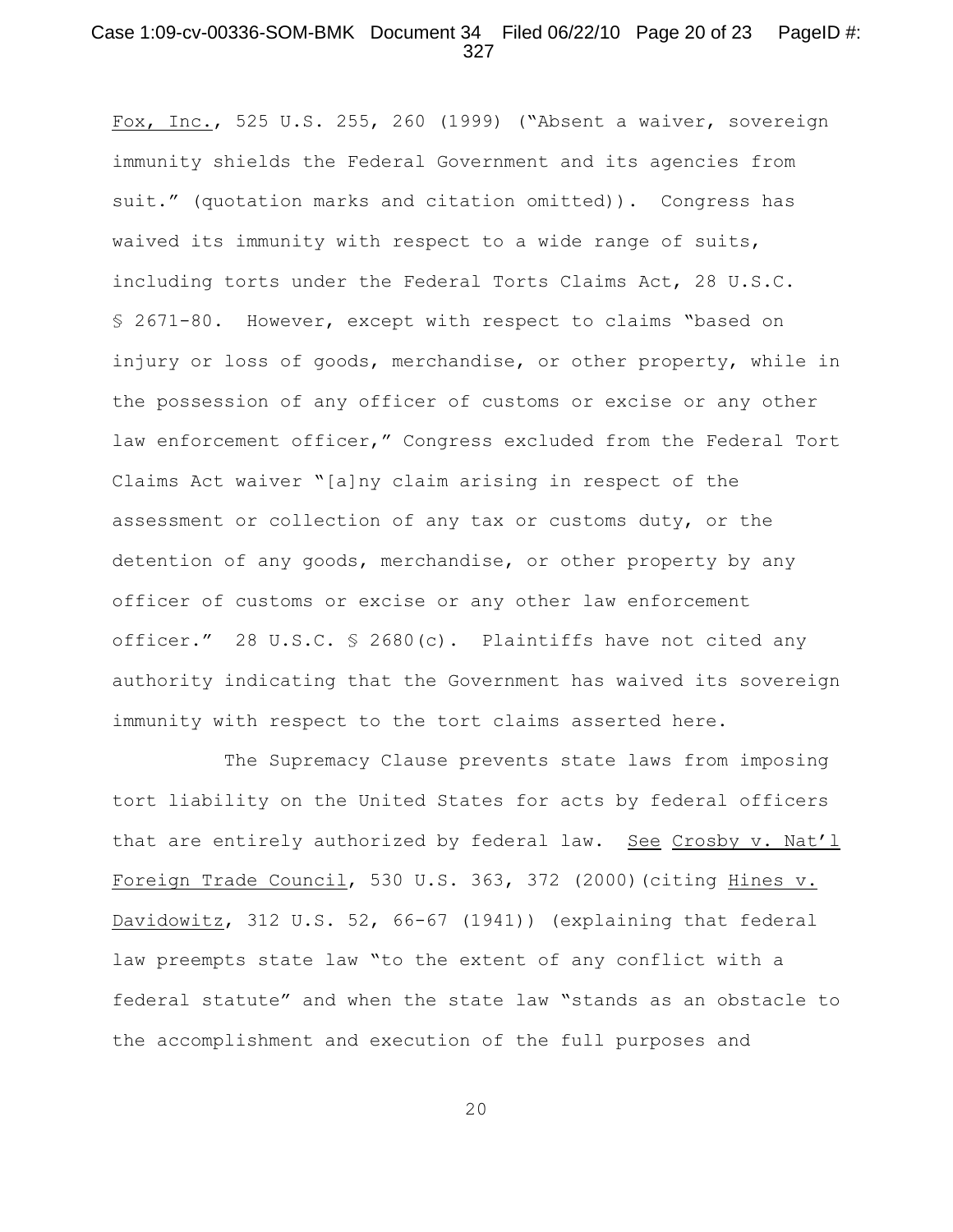Fox, Inc., 525 U.S. 255, 260 (1999) ("Absent a waiver, sovereign immunity shields the Federal Government and its agencies from suit." (quotation marks and citation omitted)). Congress has waived its immunity with respect to a wide range of suits, including torts under the Federal Torts Claims Act, 28 U.S.C. § 2671-80. However, except with respect to claims "based on injury or loss of goods, merchandise, or other property, while in the possession of any officer of customs or excise or any other law enforcement officer," Congress excluded from the Federal Tort Claims Act waiver "[a]ny claim arising in respect of the assessment or collection of any tax or customs duty, or the detention of any goods, merchandise, or other property by any officer of customs or excise or any other law enforcement officer." 28 U.S.C. § 2680(c). Plaintiffs have not cited any authority indicating that the Government has waived its sovereign immunity with respect to the tort claims asserted here.

The Supremacy Clause prevents state laws from imposing tort liability on the United States for acts by federal officers that are entirely authorized by federal law. See Crosby v. Nat'l Foreign Trade Council, 530 U.S. 363, 372 (2000)(citing Hines v. Davidowitz, 312 U.S. 52, 66-67 (1941)) (explaining that federal law preempts state law "to the extent of any conflict with a federal statute" and when the state law "stands as an obstacle to the accomplishment and execution of the full purposes and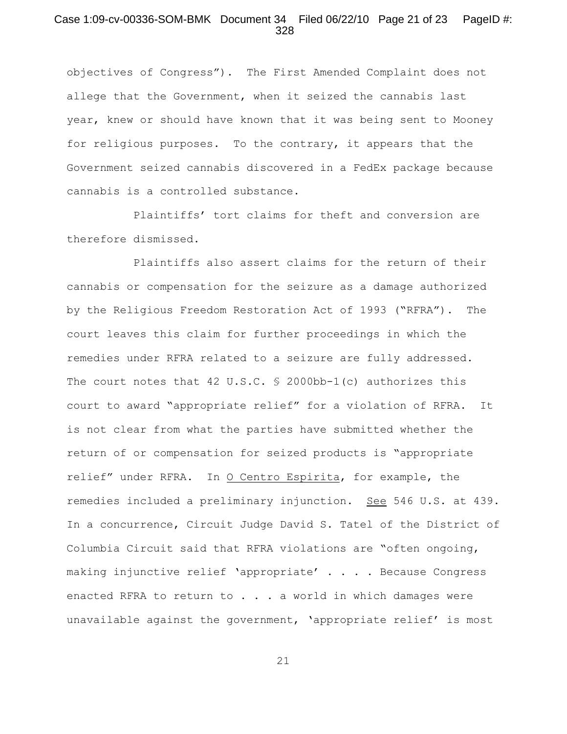objectives of Congress"). The First Amended Complaint does not allege that the Government, when it seized the cannabis last year, knew or should have known that it was being sent to Mooney for religious purposes. To the contrary, it appears that the Government seized cannabis discovered in a FedEx package because cannabis is a controlled substance.

Plaintiffs' tort claims for theft and conversion are therefore dismissed.

Plaintiffs also assert claims for the return of their cannabis or compensation for the seizure as a damage authorized by the Religious Freedom Restoration Act of 1993 ("RFRA"). The court leaves this claim for further proceedings in which the remedies under RFRA related to a seizure are fully addressed. The court notes that 42 U.S.C. § 2000bb-1(c) authorizes this court to award "appropriate relief" for a violation of RFRA. It is not clear from what the parties have submitted whether the return of or compensation for seized products is "appropriate relief" under RFRA. In O Centro Espirita, for example, the remedies included a preliminary injunction. See 546 U.S. at 439. In a concurrence, Circuit Judge David S. Tatel of the District of Columbia Circuit said that RFRA violations are "often ongoing, making injunctive relief 'appropriate' . . . . Because Congress enacted RFRA to return to . . . a world in which damages were unavailable against the government, 'appropriate relief' is most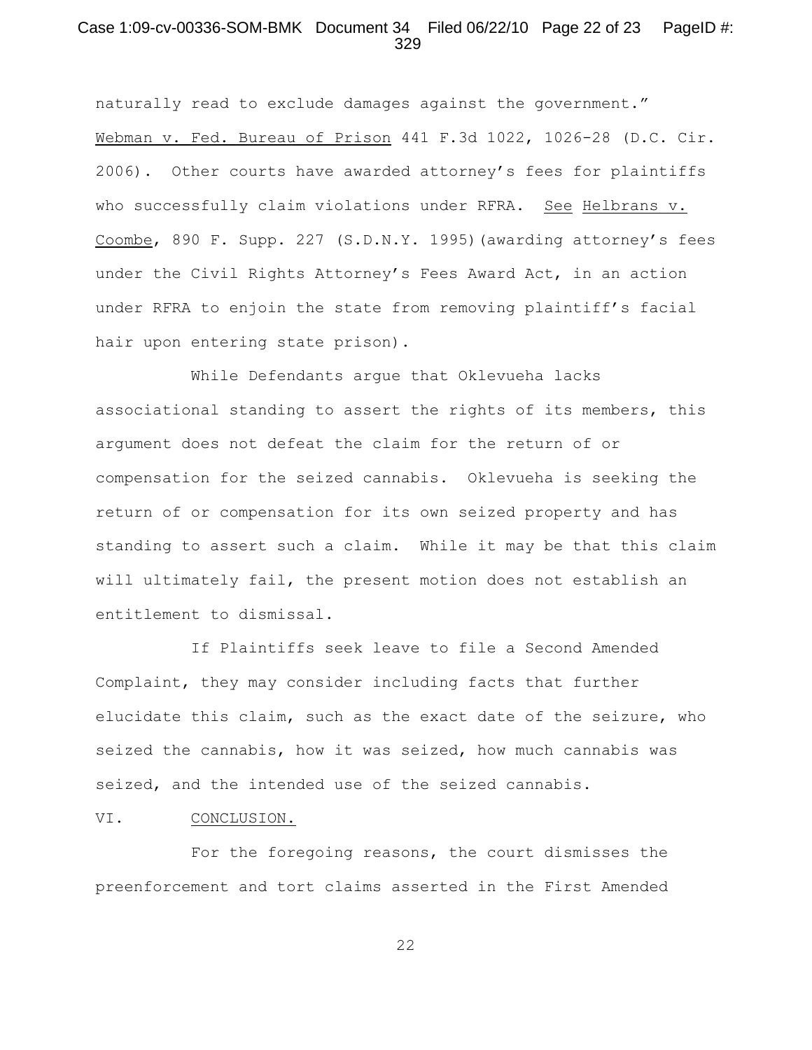naturally read to exclude damages against the government." Webman v. Fed. Bureau of Prison 441 F.3d 1022, 1026-28 (D.C. Cir. 2006). Other courts have awarded attorney's fees for plaintiffs who successfully claim violations under RFRA. See Helbrans v. Coombe, 890 F. Supp. 227 (S.D.N.Y. 1995)(awarding attorney's fees under the Civil Rights Attorney's Fees Award Act, in an action under RFRA to enjoin the state from removing plaintiff's facial hair upon entering state prison).

While Defendants argue that Oklevueha lacks associational standing to assert the rights of its members, this argument does not defeat the claim for the return of or compensation for the seized cannabis. Oklevueha is seeking the return of or compensation for its own seized property and has standing to assert such a claim. While it may be that this claim will ultimately fail, the present motion does not establish an entitlement to dismissal.

If Plaintiffs seek leave to file a Second Amended Complaint, they may consider including facts that further elucidate this claim, such as the exact date of the seizure, who seized the cannabis, how it was seized, how much cannabis was seized, and the intended use of the seized cannabis.

## VI. CONCLUSION.

For the foregoing reasons, the court dismisses the preenforcement and tort claims asserted in the First Amended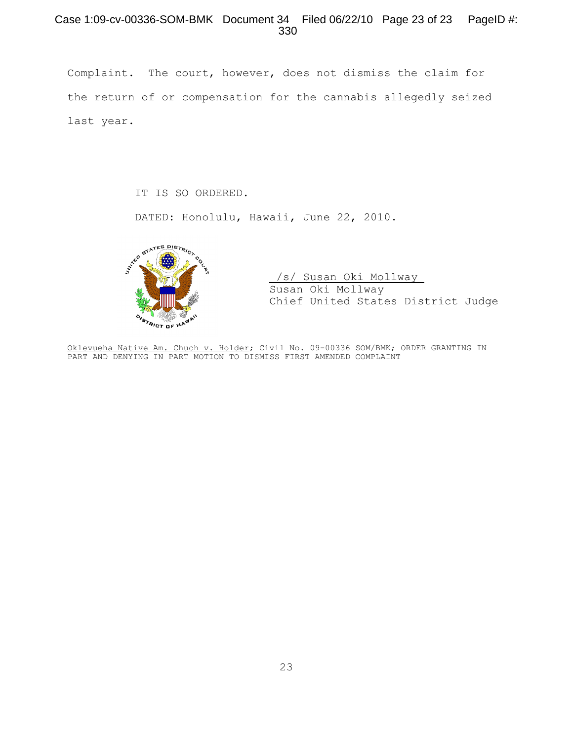Complaint. The court, however, does not dismiss the claim for the return of or compensation for the cannabis allegedly seized last year.

IT IS SO ORDERED.

DATED: Honolulu, Hawaii, June 22, 2010.

/s/ Susan Oki Mollway
Susan Oki Mollway
Chief United States District Judge

Oklevueha Native Am. Chuch v. Holder; Civil No. 09-00336 SOM/BMK; ORDER GRANTING IN PART AND DENYING IN PART MOTION TO DISMISS FIRST AMENDED COMPLAINT